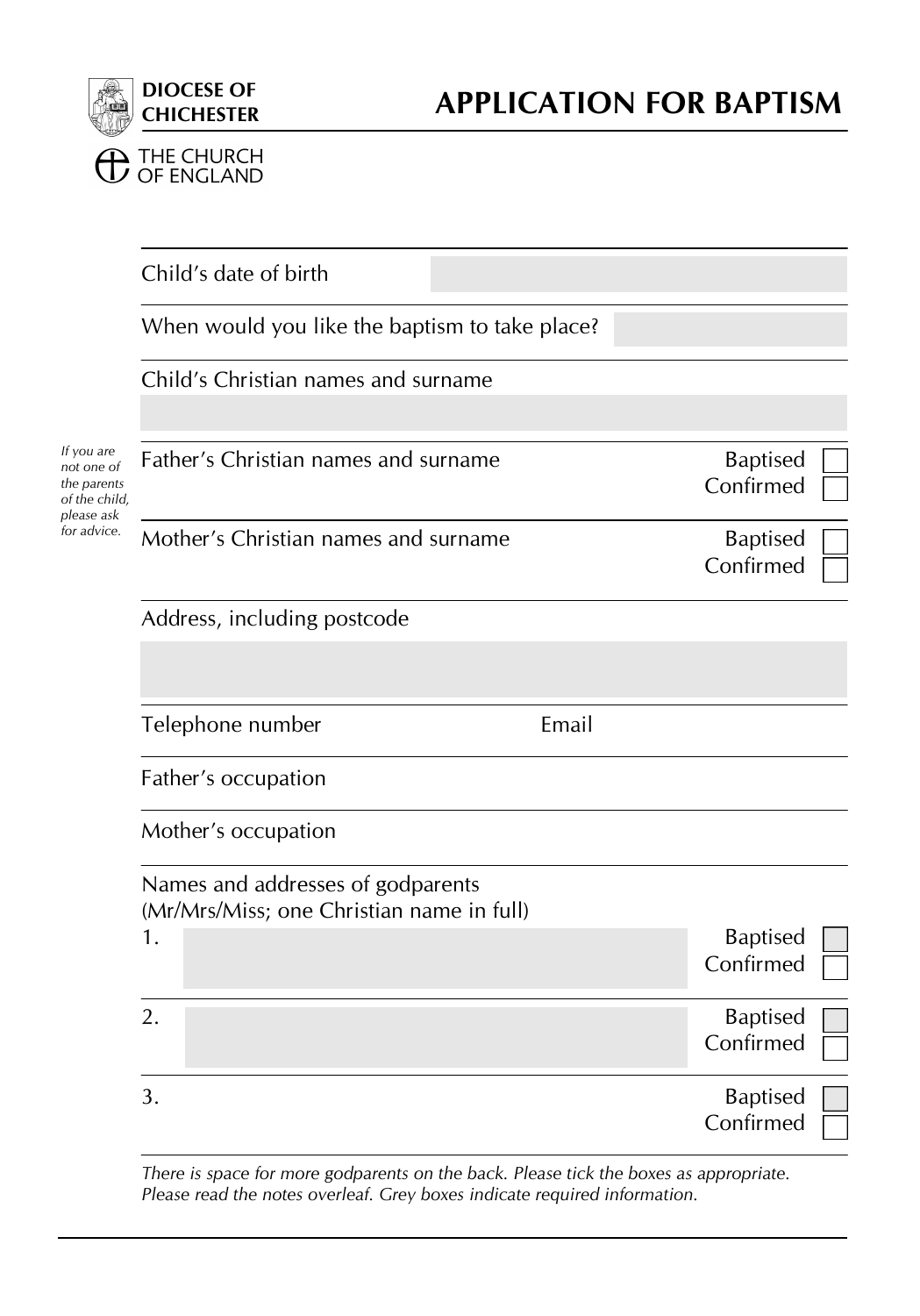**DIOCESE OF CHICHESTER**

THE CHURCH OF ENGLAND

# APPLICATION FOR BAPTISM

Child's date of birth

When would you like the baptism to take place?

Child's Christian names and surname

*If you are not one of the parents of the child, please ask for advice.*

Father's Christian names and surname — Baptised ☐ Confirmed ☐

Mother's Christian names and surname — Baptised ☐ Confirmed ☐

Address, including postcode

Telephone number — Email

Father's occupation

Mother's occupation

Names and addresses of godparents
(Mr/Mrs/Miss; one Christian name in full)

1. — Baptised ☐ Confirmed ☐

2. — Baptised ☐ Confirmed ☐

3. — Baptised ☐ Confirmed ☐

*There is space for more godparents on the back. Please tick the boxes as appropriate. Please read the notes overleaf. Grey boxes indicate required information.*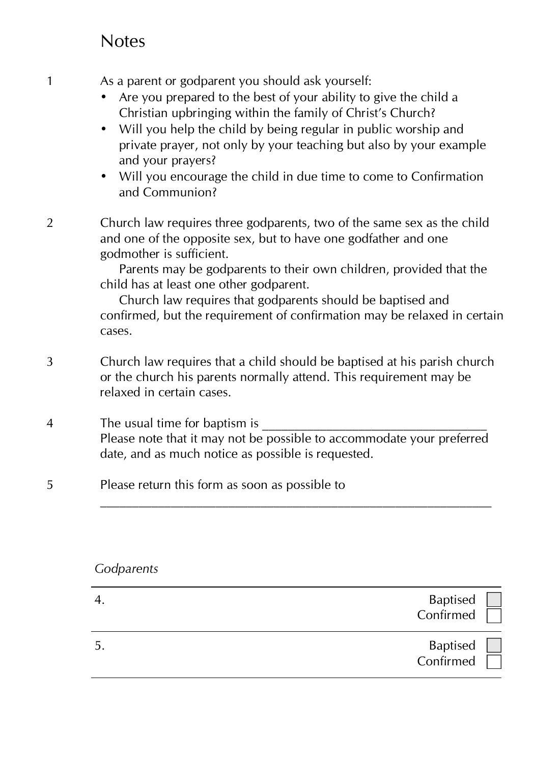# Notes

1. As a parent or godparent you should ask yourself:
   - Are you prepared to the best of your ability to give the child a Christian upbringing within the family of Christ's Church?
   - Will you help the child by being regular in public worship and private prayer, not only by your teaching but also by your example and your prayers?
   - Will you encourage the child in due time to come to Confirmation and Communion?

2. Church law requires three godparents, two of the same sex as the child and one of the opposite sex, but to have one godfather and one godmother is sufficient.

   Parents may be godparents to their own children, provided that the child has at least one other godparent.

   Church law requires that godparents should be baptised and confirmed, but the requirement of confirmation may be relaxed in certain cases.

3. Church law requires that a child should be baptised at his parish church or the church his parents normally attend. This requirement may be relaxed in certain cases.

4. The usual time for baptism is ________________________________
   Please note that it may not be possible to accommodate your preferred date, and as much notice as possible is requested.

5. Please return this form as soon as possible to
   ____________________________________________________________

*Godparents*

| | |
|---|---|
| 4. | Baptised ☐<br>Confirmed ☐ |
| 5. | Baptised ☐<br>Confirmed ☐ |